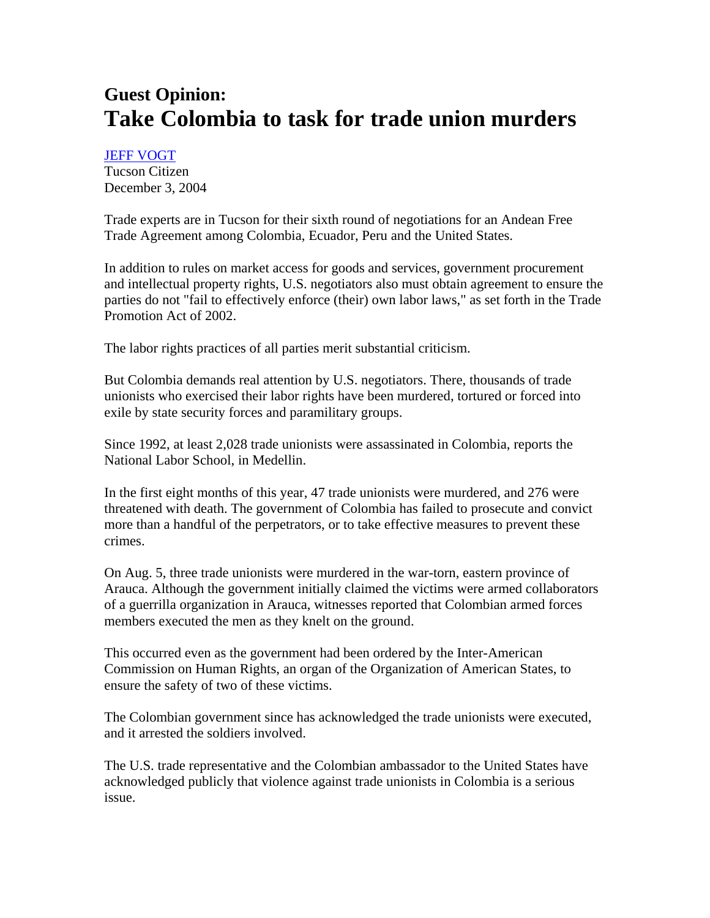**Guest Opinion:**

# Take Colombia to task for trade union murders

JEFF VOGT
Tucson Citizen
December 3, 2004

Trade experts are in Tucson for their sixth round of negotiations for an Andean Free Trade Agreement among Colombia, Ecuador, Peru and the United States.

In addition to rules on market access for goods and services, government procurement and intellectual property rights, U.S. negotiators also must obtain agreement to ensure the parties do not "fail to effectively enforce (their) own labor laws," as set forth in the Trade Promotion Act of 2002.

The labor rights practices of all parties merit substantial criticism.

But Colombia demands real attention by U.S. negotiators. There, thousands of trade unionists who exercised their labor rights have been murdered, tortured or forced into exile by state security forces and paramilitary groups.

Since 1992, at least 2,028 trade unionists were assassinated in Colombia, reports the National Labor School, in Medellin.

In the first eight months of this year, 47 trade unionists were murdered, and 276 were threatened with death. The government of Colombia has failed to prosecute and convict more than a handful of the perpetrators, or to take effective measures to prevent these crimes.

On Aug. 5, three trade unionists were murdered in the war-torn, eastern province of Arauca. Although the government initially claimed the victims were armed collaborators of a guerrilla organization in Arauca, witnesses reported that Colombian armed forces members executed the men as they knelt on the ground.

This occurred even as the government had been ordered by the Inter-American Commission on Human Rights, an organ of the Organization of American States, to ensure the safety of two of these victims.

The Colombian government since has acknowledged the trade unionists were executed, and it arrested the soldiers involved.

The U.S. trade representative and the Colombian ambassador to the United States have acknowledged publicly that violence against trade unionists in Colombia is a serious issue.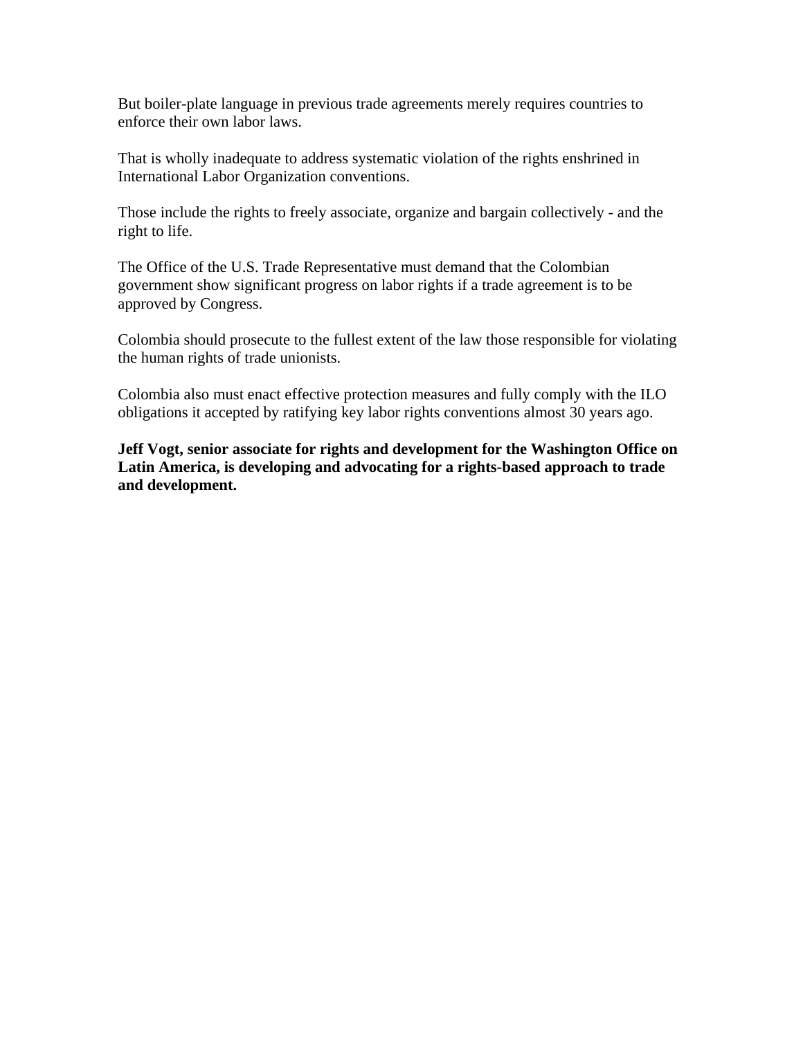But boiler-plate language in previous trade agreements merely requires countries to enforce their own labor laws.

That is wholly inadequate to address systematic violation of the rights enshrined in International Labor Organization conventions.

Those include the rights to freely associate, organize and bargain collectively - and the right to life.

The Office of the U.S. Trade Representative must demand that the Colombian government show significant progress on labor rights if a trade agreement is to be approved by Congress.

Colombia should prosecute to the fullest extent of the law those responsible for violating the human rights of trade unionists.

Colombia also must enact effective protection measures and fully comply with the ILO obligations it accepted by ratifying key labor rights conventions almost 30 years ago.

**Jeff Vogt, senior associate for rights and development for the Washington Office on Latin America, is developing and advocating for a rights-based approach to trade and development.**